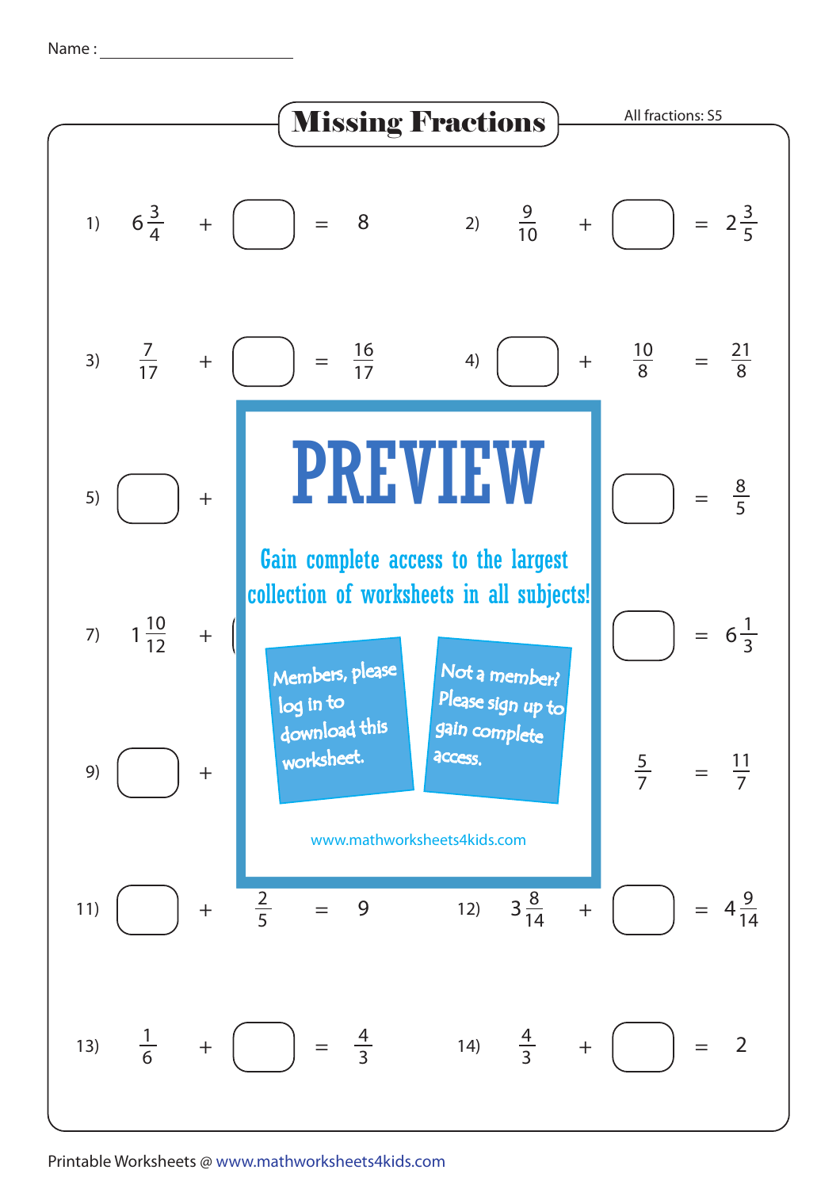Name : ______________________

# Missing Fractions

All fractions: S5

1) $6\frac{3}{4}$ + $\square$ = $8$

2) $\frac{9}{10}$ + $\square$ = $2\frac{3}{5}$

3) $\frac{7}{17}$ + $\square$ = $\frac{16}{17}$

4) $\square$ + $\frac{10}{8}$ = $\frac{21}{8}$

5) $\square$ +

6) $\square$ = $\frac{8}{5}$

7) $1\frac{10}{12}$ +

8) $\square$ = $6\frac{1}{3}$

9) $\square$ +

10) $\frac{5}{7}$ = $\frac{11}{7}$

PREVIEW

Gain complete access to the largest collection of worksheets in all subjects!

Members, please log in to download this worksheet.

Not a member? Please sign up to gain complete access.

www.mathworksheets4kids.com

11) $\square$ + $\frac{2}{5}$ = $9$

12) $3\frac{8}{14}$ + $\square$ = $4\frac{9}{14}$

13) $\frac{1}{6}$ + $\square$ = $\frac{4}{3}$

14) $\frac{4}{3}$ + $\square$ = $2$

Printable Worksheets @ www.mathworksheets4kids.com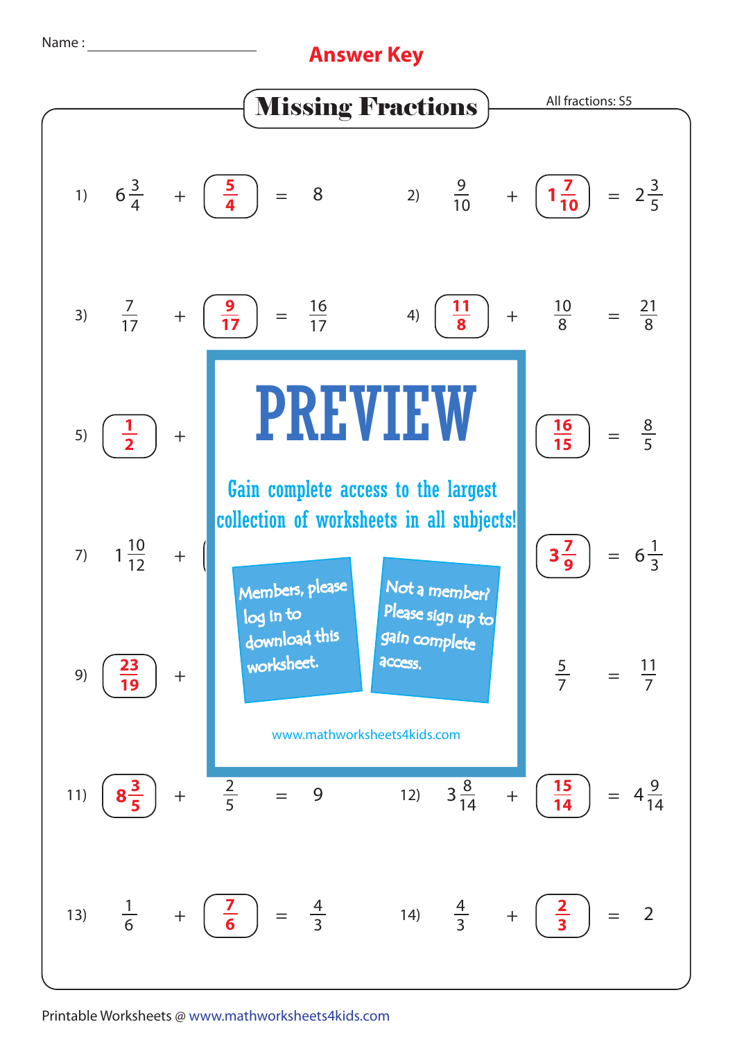Name : ______________________

**Answer Key**

# Missing Fractions

All fractions: S5

1) $6\frac{3}{4}$ + $\frac{5}{4}$ = 8

2) $\frac{9}{10}$ + $1\frac{7}{10}$ = $2\frac{3}{5}$

3) $\frac{7}{17}$ + $\frac{9}{17}$ = $\frac{16}{17}$

4) $\frac{11}{8}$ + $\frac{10}{8}$ = $\frac{21}{8}$

5) $\frac{1}{2}$ +

6) $\frac{16}{15}$ = $\frac{8}{5}$

7) $1\frac{10}{12}$ +

8) $3\frac{7}{9}$ = $6\frac{1}{3}$

9) $\frac{23}{19}$ +

10) $\frac{5}{7}$ = $\frac{11}{7}$

11) $8\frac{3}{5}$ + $\frac{2}{5}$ = 9

12) $3\frac{8}{14}$ + $\frac{15}{14}$ = $4\frac{9}{14}$

13) $\frac{1}{6}$ + $\frac{7}{6}$ = $\frac{4}{3}$

14) $\frac{4}{3}$ + $\frac{2}{3}$ = 2

PREVIEW

Gain complete access to the largest collection of worksheets in all subjects!

Members, please log in to download this worksheet.

Not a member? Please sign up to gain complete access.

www.mathworksheets4kids.com

Printable Worksheets @ www.mathworksheets4kids.com